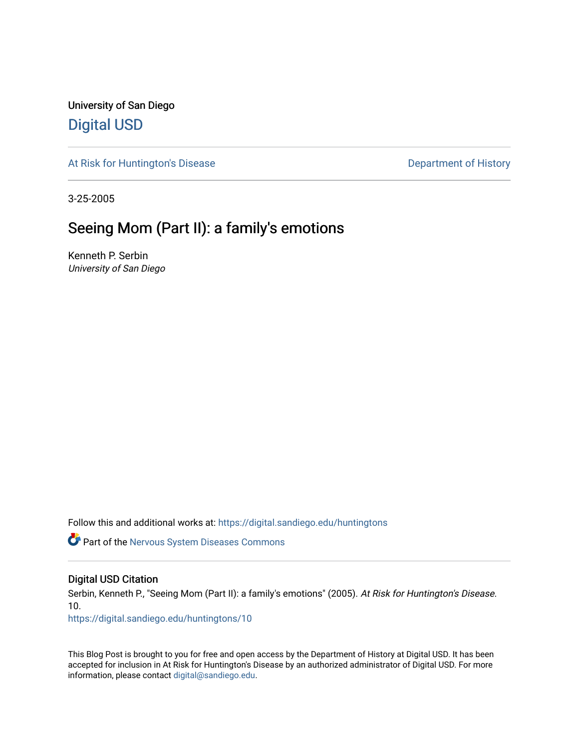University of San Diego

# Digital USD

At Risk for Huntington's Disease

Department of History

3-25-2005

## Seeing Mom (Part II): a family's emotions

Kenneth P. Serbin
*University of San Diego*

Follow this and additional works at: https://digital.sandiego.edu/huntingtons

Part of the Nervous System Diseases Commons

### Digital USD Citation

Serbin, Kenneth P., "Seeing Mom (Part II): a family's emotions" (2005). *At Risk for Huntington's Disease*. 10.
https://digital.sandiego.edu/huntingtons/10

This Blog Post is brought to you for free and open access by the Department of History at Digital USD. It has been accepted for inclusion in At Risk for Huntington's Disease by an authorized administrator of Digital USD. For more information, please contact digital@sandiego.edu.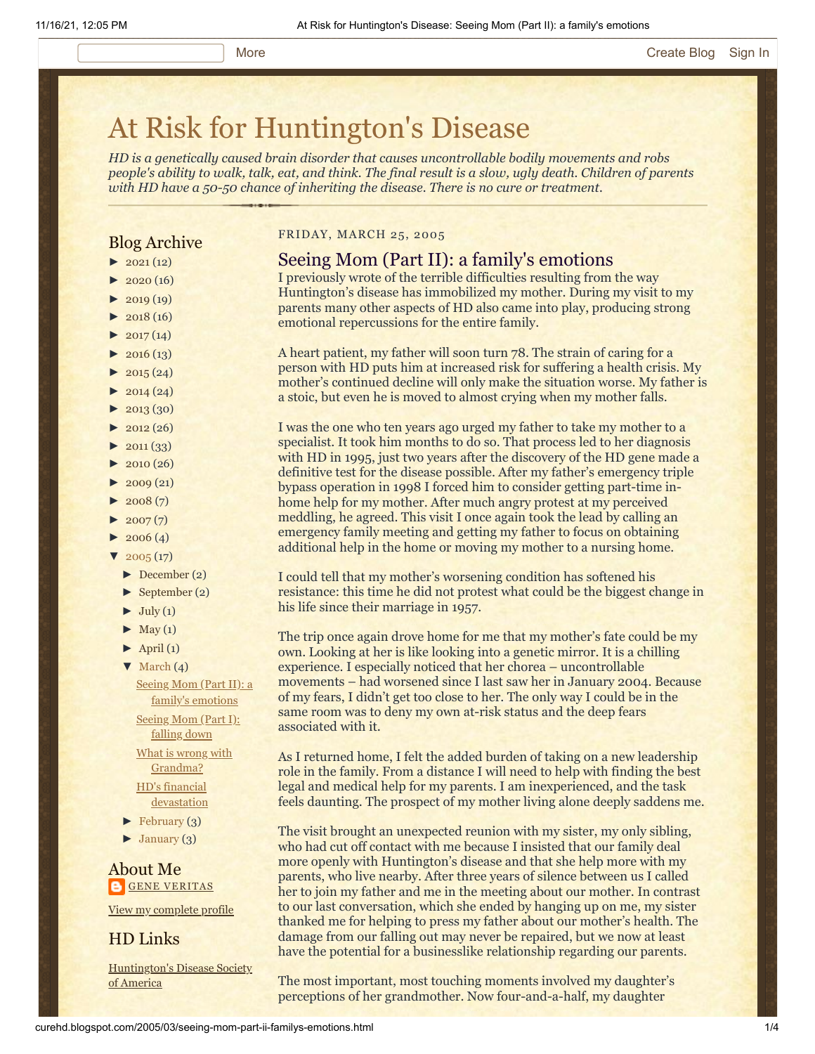# At Risk for Huntington's Disease

*HD is a genetically caused brain disorder that causes uncontrollable bodily movements and robs people's ability to walk, talk, eat, and think. The final result is a slow, ugly death. Children of parents with HD have a 50-50 chance of inheriting the disease. There is no cure or treatment.*

## Blog Archive

- ► 2021 (12)
- ► 2020 (16)
- ► 2019 (19)
- ► 2018 (16)
- ► 2017 (14)
- ► 2016 (13)
- ► 2015 (24)
- ► 2014 (24)
- ► 2013 (30)
- ► 2012 (26)
- ► 2011 (33)
- ► 2010 (26)
- ► 2009 (21)
- ► 2008 (7)
- ► 2007 (7)
- ► 2006 (4)
- ▼ 2005 (17)
  - ► December (2)
  - ► September (2)
  - ► July (1)
  - ► May (1)
  - ► April (1)
  - ▼ March (4)
    - Seeing Mom (Part II): a family's emotions
    - Seeing Mom (Part I): falling down
    - What is wrong with Grandma?
    - HD's financial devastation
  - ► February (3)
  - ► January (3)

## About Me

GENE VERITAS

View my complete profile

## HD Links

Huntington's Disease Society of America

FRIDAY, MARCH 25, 2005

## Seeing Mom (Part II): a family's emotions

I previously wrote of the terrible difficulties resulting from the way Huntington's disease has immobilized my mother. During my visit to my parents many other aspects of HD also came into play, producing strong emotional repercussions for the entire family.

A heart patient, my father will soon turn 78. The strain of caring for a person with HD puts him at increased risk for suffering a health crisis. My mother's continued decline will only make the situation worse. My father is a stoic, but even he is moved to almost crying when my mother falls.

I was the one who ten years ago urged my father to take my mother to a specialist. It took him months to do so. That process led to her diagnosis with HD in 1995, just two years after the discovery of the HD gene made a definitive test for the disease possible. After my father's emergency triple bypass operation in 1998 I forced him to consider getting part-time in-home help for my mother. After much angry protest at my perceived meddling, he agreed. This visit I once again took the lead by calling an emergency family meeting and getting my father to focus on obtaining additional help in the home or moving my mother to a nursing home.

I could tell that my mother's worsening condition has softened his resistance: this time he did not protest what could be the biggest change in his life since their marriage in 1957.

The trip once again drove home for me that my mother's fate could be my own. Looking at her is like looking into a genetic mirror. It is a chilling experience. I especially noticed that her chorea – uncontrollable movements – had worsened since I last saw her in January 2004. Because of my fears, I didn't get too close to her. The only way I could be in the same room was to deny my own at-risk status and the deep fears associated with it.

As I returned home, I felt the added burden of taking on a new leadership role in the family. From a distance I will need to help with finding the best legal and medical help for my parents. I am inexperienced, and the task feels daunting. The prospect of my mother living alone deeply saddens me.

The visit brought an unexpected reunion with my sister, my only sibling, who had cut off contact with me because I insisted that our family deal more openly with Huntington's disease and that she help more with my parents, who live nearby. After three years of silence between us I called her to join my father and me in the meeting about our mother. In contrast to our last conversation, which she ended by hanging up on me, my sister thanked me for helping to press my father about our mother's health. The damage from our falling out may never be repaired, but we now at least have the potential for a businesslike relationship regarding our parents.

The most important, most touching moments involved my daughter's perceptions of her grandmother. Now four-and-a-half, my daughter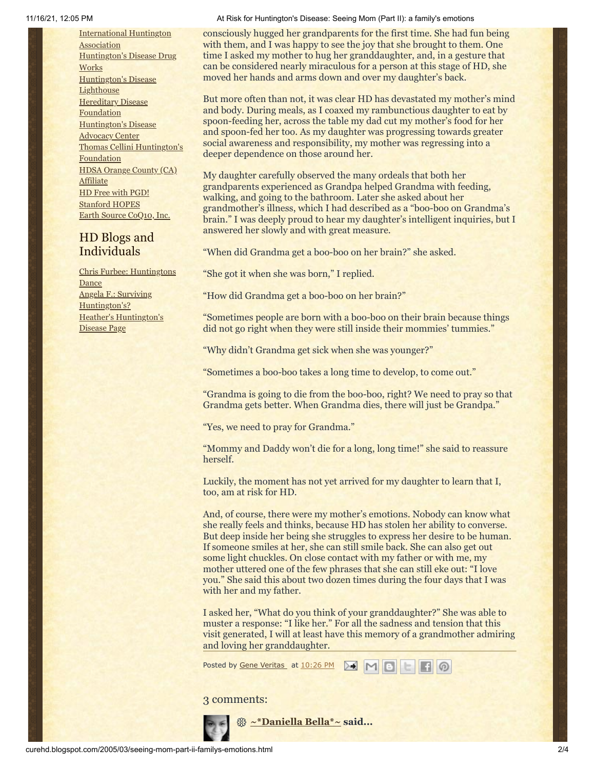[International Huntington Association](#)
[Huntington's Disease Drug Works](#)
[Huntington's Disease Lighthouse](#)
[Hereditary Disease Foundation](#)
[Huntington's Disease Advocacy Center](#)
[Thomas Cellini Huntington's Foundation](#)
[HDSA Orange County (CA) Affiliate](#)
[HD Free with PGD!](#)
[Stanford HOPES](#)
[Earth Source CoQ10, Inc.](#)

## HD Blogs and Individuals

[Chris Furbee: Huntingtons Dance](#)
[Angela F.: Surviving Huntington's?](#)
[Heather's Huntington's Disease Page](#)

consciously hugged her grandparents for the first time. She had fun being with them, and I was happy to see the joy that she brought to them. One time I asked my mother to hug her granddaughter, and, in a gesture that can be considered nearly miraculous for a person at this stage of HD, she moved her hands and arms down and over my daughter's back.

But more often than not, it was clear HD has devastated my mother's mind and body. During meals, as I coaxed my rambunctious daughter to eat by spoon-feeding her, across the table my dad cut my mother's food for her and spoon-fed her too. As my daughter was progressing towards greater social awareness and responsibility, my mother was regressing into a deeper dependence on those around her.

My daughter carefully observed the many ordeals that both her grandparents experienced as Grandpa helped Grandma with feeding, walking, and going to the bathroom. Later she asked about her grandmother's illness, which I had described as a "boo-boo on Grandma's brain." I was deeply proud to hear my daughter's intelligent inquiries, but I answered her slowly and with great measure.

"When did Grandma get a boo-boo on her brain?" she asked.

"She got it when she was born," I replied.

"How did Grandma get a boo-boo on her brain?"

"Sometimes people are born with a boo-boo on their brain because things did not go right when they were still inside their mommies' tummies."

"Why didn't Grandma get sick when she was younger?"

"Sometimes a boo-boo takes a long time to develop, to come out."

"Grandma is going to die from the boo-boo, right? We need to pray so that Grandma gets better. When Grandma dies, there will just be Grandpa."

"Yes, we need to pray for Grandma."

"Mommy and Daddy won't die for a long, long time!" she said to reassure herself.

Luckily, the moment has not yet arrived for my daughter to learn that I, too, am at risk for HD.

And, of course, there were my mother's emotions. Nobody can know what she really feels and thinks, because HD has stolen her ability to converse. But deep inside her being she struggles to express her desire to be human. If someone smiles at her, she can still smile back. She can also get out some light chuckles. On close contact with my father or with me, my mother uttered one of the few phrases that she can still eke out: "I love you." She said this about two dozen times during the four days that I was with her and my father.

I asked her, "What do you think of your granddaughter?" She was able to muster a response: "I like her." For all the sadness and tension that this visit generated, I will at least have this memory of a grandmother admiring and loving her granddaughter.

Posted by [Gene Veritas](#) at [10:26 PM](#)

## 3 comments:

**[~*Daniella Bella*~](#) said...**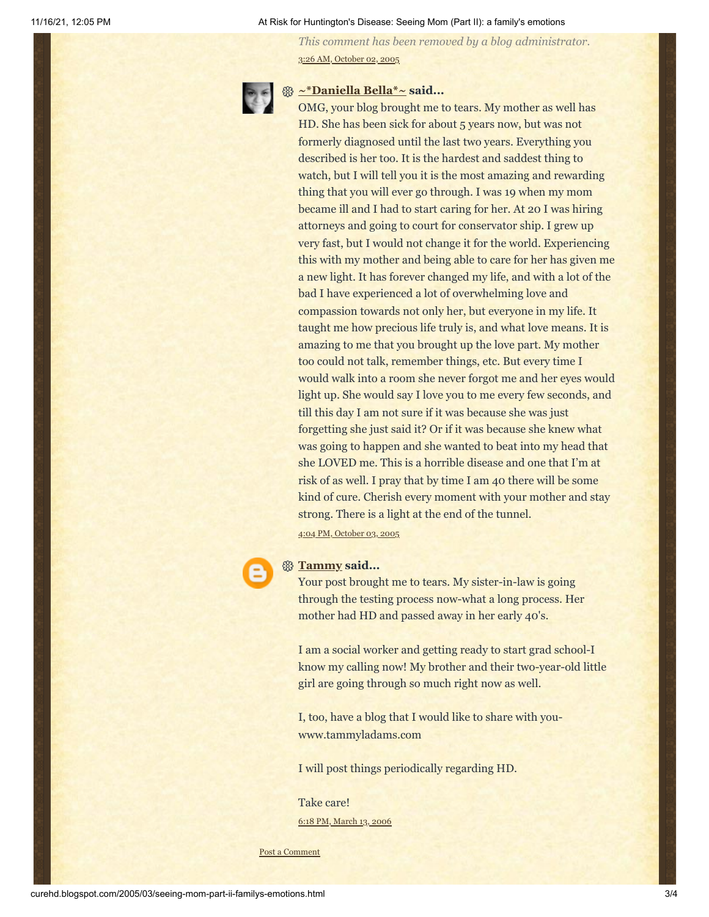*This comment has been removed by a blog administrator.*

3:26 AM, October 02, 2005

**~*Daniella Bella*~ said...**

OMG, your blog brought me to tears. My mother as well has HD. She has been sick for about 5 years now, but was not formerly diagnosed until the last two years. Everything you described is her too. It is the hardest and saddest thing to watch, but I will tell you it is the most amazing and rewarding thing that you will ever go through. I was 19 when my mom became ill and I had to start caring for her. At 20 I was hiring attorneys and going to court for conservator ship. I grew up very fast, but I would not change it for the world. Experiencing this with my mother and being able to care for her has given me a new light. It has forever changed my life, and with a lot of the bad I have experienced a lot of overwhelming love and compassion towards not only her, but everyone in my life. It taught me how precious life truly is, and what love means. It is amazing to me that you brought up the love part. My mother too could not talk, remember things, etc. But every time I would walk into a room she never forgot me and her eyes would light up. She would say I love you to me every few seconds, and till this day I am not sure if it was because she was just forgetting she just said it? Or if it was because she knew what was going to happen and she wanted to beat into my head that she LOVED me. This is a horrible disease and one that I'm at risk of as well. I pray that by time I am 40 there will be some kind of cure. Cherish every moment with your mother and stay strong. There is a light at the end of the tunnel.

4:04 PM, October 03, 2005

**Tammy said...**

Your post brought me to tears. My sister-in-law is going through the testing process now-what a long process. Her mother had HD and passed away in her early 40's.

I am a social worker and getting ready to start grad school-I know my calling now! My brother and their two-year-old little girl are going through so much right now as well.

I, too, have a blog that I would like to share with you- www.tammyladams.com

I will post things periodically regarding HD.

Take care!

6:18 PM, March 13, 2006

Post a Comment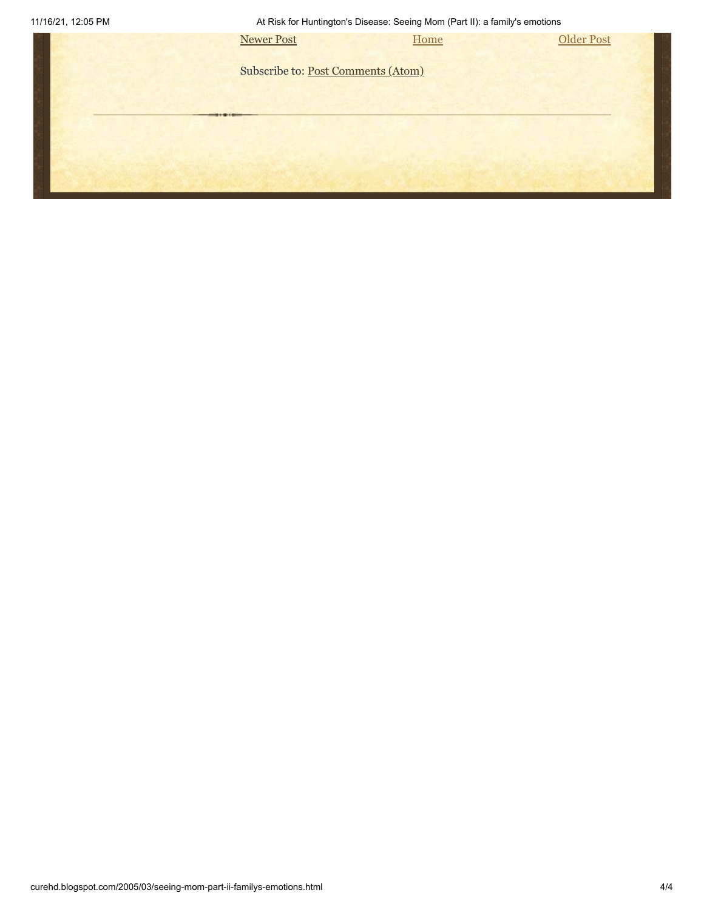Newer Post Home Older Post

Subscribe to: Post Comments (Atom)